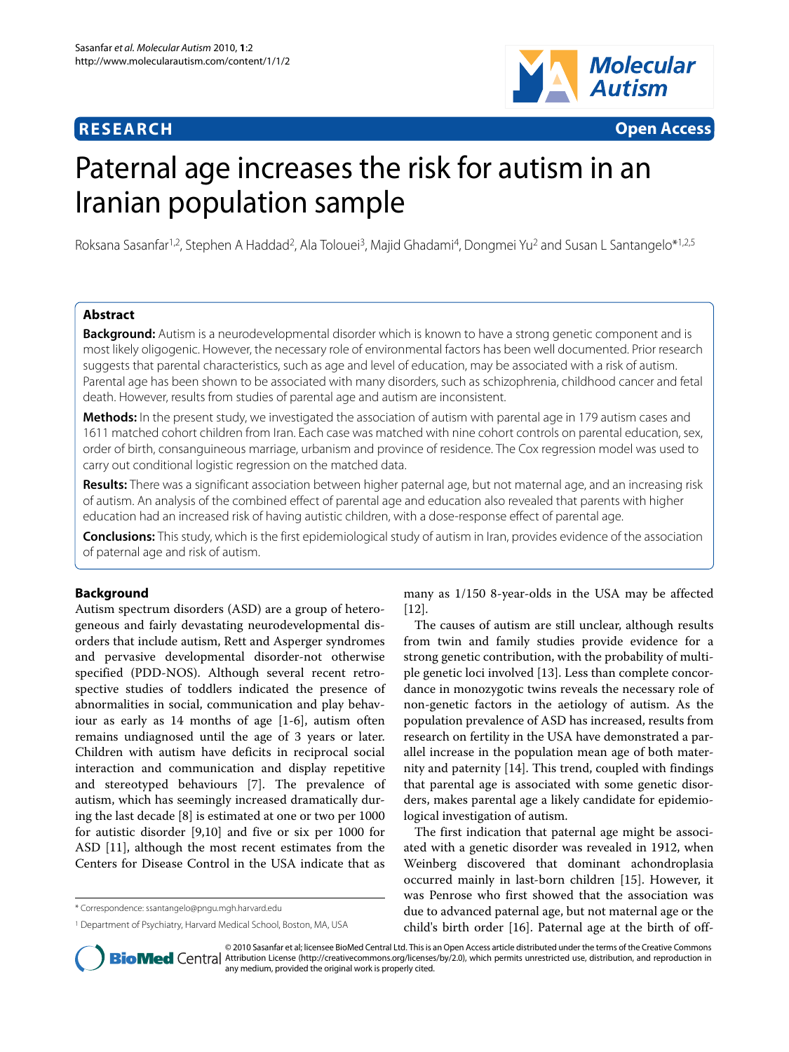RESEARCH Open Access

# Paternal age increases the risk for autism in an Iranian population sample

Roksana Sasanfar[1,2], Stephen A Haddad[2], Ala Tolouei[3], Majid Ghadami[4], Dongmei Yu[2] and Susan L Santangelo*[1,2,5]

## Abstract

**Background:** Autism is a neurodevelopmental disorder which is known to have a strong genetic component and is most likely oligogenic. However, the necessary role of environmental factors has been well documented. Prior research suggests that parental characteristics, such as age and level of education, may be associated with a risk of autism. Parental age has been shown to be associated with many disorders, such as schizophrenia, childhood cancer and fetal death. However, results from studies of parental age and autism are inconsistent.

**Methods:** In the present study, we investigated the association of autism with parental age in 179 autism cases and 1611 matched cohort children from Iran. Each case was matched with nine cohort controls on parental education, sex, order of birth, consanguineous marriage, urbanism and province of residence. The Cox regression model was used to carry out conditional logistic regression on the matched data.

**Results:** There was a significant association between higher paternal age, but not maternal age, and an increasing risk of autism. An analysis of the combined effect of parental age and education also revealed that parents with higher education had an increased risk of having autistic children, with a dose-response effect of parental age.

**Conclusions:** This study, which is the first epidemiological study of autism in Iran, provides evidence of the association of paternal age and risk of autism.

## Background

Autism spectrum disorders (ASD) are a group of heterogeneous and fairly devastating neurodevelopmental disorders that include autism, Rett and Asperger syndromes and pervasive developmental disorder-not otherwise specified (PDD-NOS). Although several recent retrospective studies of toddlers indicated the presence of abnormalities in social, communication and play behaviour as early as 14 months of age [1-6], autism often remains undiagnosed until the age of 3 years or later. Children with autism have deficits in reciprocal social interaction and communication and display repetitive and stereotyped behaviours [7]. The prevalence of autism, which has seemingly increased dramatically during the last decade [8] is estimated at one or two per 1000 for autistic disorder [9,10] and five or six per 1000 for ASD [11], although the most recent estimates from the Centers for Disease Control in the USA indicate that as many as 1/150 8-year-olds in the USA may be affected [12].

The causes of autism are still unclear, although results from twin and family studies provide evidence for a strong genetic contribution, with the probability of multiple genetic loci involved [13]. Less than complete concordance in monozygotic twins reveals the necessary role of non-genetic factors in the aetiology of autism. As the population prevalence of ASD has increased, results from research on fertility in the USA have demonstrated a parallel increase in the population mean age of both maternity and paternity [14]. This trend, coupled with findings that parental age is associated with some genetic disorders, makes parental age a likely candidate for epidemiological investigation of autism.

The first indication that paternal age might be associated with a genetic disorder was revealed in 1912, when Weinberg discovered that dominant achondroplasia occurred mainly in last-born children [15]. However, it was Penrose who first showed that the association was due to advanced paternal age, but not maternal age or the child's birth order [16]. Paternal age at the birth of off-

\* Correspondence: ssantangelo@pngu.mgh.harvard.edu

[1] Department of Psychiatry, Harvard Medical School, Boston, MA, USA

© 2010 Sasanfar et al; licensee BioMed Central Ltd. This is an Open Access article distributed under the terms of the Creative Commons Attribution License (http://creativecommons.org/licenses/by/2.0), which permits unrestricted use, distribution, and reproduction in any medium, provided the original work is properly cited.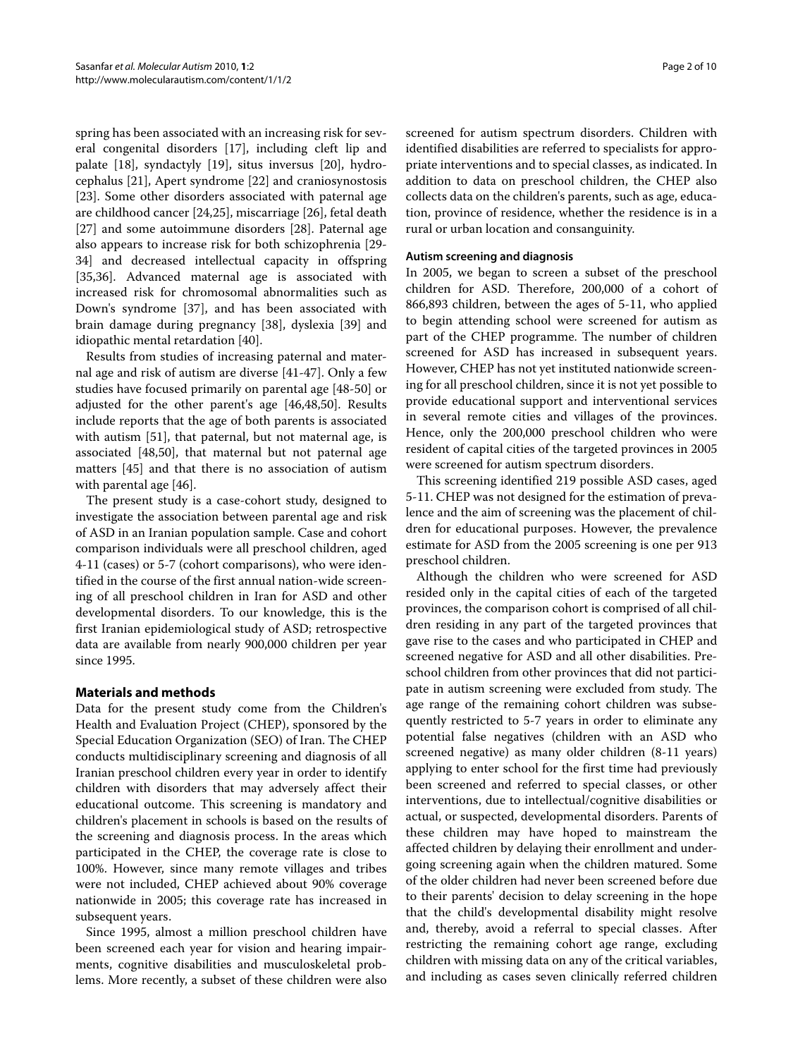spring has been associated with an increasing risk for several congenital disorders [17], including cleft lip and palate [18], syndactyly [19], situs inversus [20], hydrocephalus [21], Apert syndrome [22] and craniosynostosis [23]. Some other disorders associated with paternal age are childhood cancer [24,25], miscarriage [26], fetal death [27] and some autoimmune disorders [28]. Paternal age also appears to increase risk for both schizophrenia [29-34] and decreased intellectual capacity in offspring [35,36]. Advanced maternal age is associated with increased risk for chromosomal abnormalities such as Down's syndrome [37], and has been associated with brain damage during pregnancy [38], dyslexia [39] and idiopathic mental retardation [40].

Results from studies of increasing paternal and maternal age and risk of autism are diverse [41-47]. Only a few studies have focused primarily on parental age [48-50] or adjusted for the other parent's age [46,48,50]. Results include reports that the age of both parents is associated with autism [51], that paternal, but not maternal age, is associated [48,50], that maternal but not paternal age matters [45] and that there is no association of autism with parental age [46].

The present study is a case-cohort study, designed to investigate the association between parental age and risk of ASD in an Iranian population sample. Case and cohort comparison individuals were all preschool children, aged 4-11 (cases) or 5-7 (cohort comparisons), who were identified in the course of the first annual nation-wide screening of all preschool children in Iran for ASD and other developmental disorders. To our knowledge, this is the first Iranian epidemiological study of ASD; retrospective data are available from nearly 900,000 children per year since 1995.

## Materials and methods

Data for the present study come from the Children's Health and Evaluation Project (CHEP), sponsored by the Special Education Organization (SEO) of Iran. The CHEP conducts multidisciplinary screening and diagnosis of all Iranian preschool children every year in order to identify children with disorders that may adversely affect their educational outcome. This screening is mandatory and children's placement in schools is based on the results of the screening and diagnosis process. In the areas which participated in the CHEP, the coverage rate is close to 100%. However, since many remote villages and tribes were not included, CHEP achieved about 90% coverage nationwide in 2005; this coverage rate has increased in subsequent years.

Since 1995, almost a million preschool children have been screened each year for vision and hearing impairments, cognitive disabilities and musculoskeletal problems. More recently, a subset of these children were also screened for autism spectrum disorders. Children with identified disabilities are referred to specialists for appropriate interventions and to special classes, as indicated. In addition to data on preschool children, the CHEP also collects data on the children's parents, such as age, education, province of residence, whether the residence is in a rural or urban location and consanguinity.

### Autism screening and diagnosis

In 2005, we began to screen a subset of the preschool children for ASD. Therefore, 200,000 of a cohort of 866,893 children, between the ages of 5-11, who applied to begin attending school were screened for autism as part of the CHEP programme. The number of children screened for ASD has increased in subsequent years. However, CHEP has not yet instituted nationwide screening for all preschool children, since it is not yet possible to provide educational support and interventional services in several remote cities and villages of the provinces. Hence, only the 200,000 preschool children who were resident of capital cities of the targeted provinces in 2005 were screened for autism spectrum disorders.

This screening identified 219 possible ASD cases, aged 5-11. CHEP was not designed for the estimation of prevalence and the aim of screening was the placement of children for educational purposes. However, the prevalence estimate for ASD from the 2005 screening is one per 913 preschool children.

Although the children who were screened for ASD resided only in the capital cities of each of the targeted provinces, the comparison cohort is comprised of all children residing in any part of the targeted provinces that gave rise to the cases and who participated in CHEP and screened negative for ASD and all other disabilities. Preschool children from other provinces that did not participate in autism screening were excluded from study. The age range of the remaining cohort children was subsequently restricted to 5-7 years in order to eliminate any potential false negatives (children with an ASD who screened negative) as many older children (8-11 years) applying to enter school for the first time had previously been screened and referred to special classes, or other interventions, due to intellectual/cognitive disabilities or actual, or suspected, developmental disorders. Parents of these children may have hoped to mainstream the affected children by delaying their enrollment and undergoing screening again when the children matured. Some of the older children had never been screened before due to their parents' decision to delay screening in the hope that the child's developmental disability might resolve and, thereby, avoid a referral to special classes. After restricting the remaining cohort age range, excluding children with missing data on any of the critical variables, and including as cases seven clinically referred children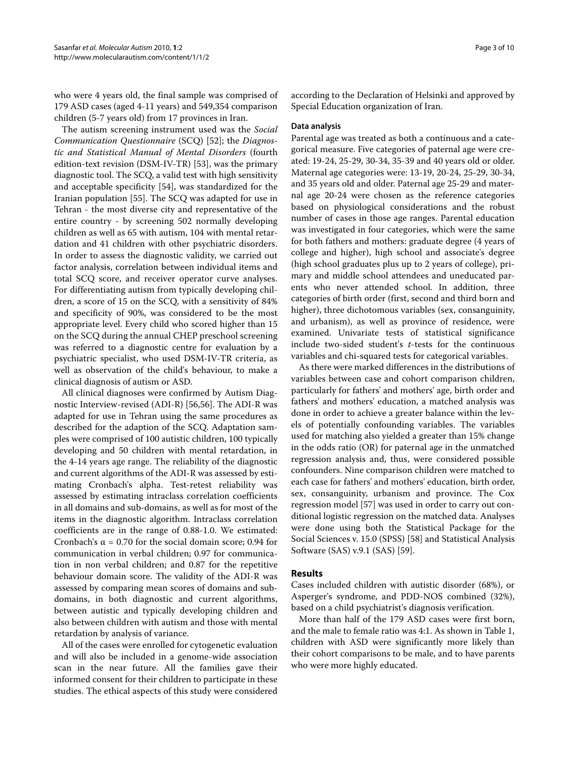who were 4 years old, the final sample was comprised of 179 ASD cases (aged 4-11 years) and 549,354 comparison children (5-7 years old) from 17 provinces in Iran.

The autism screening instrument used was the *Social Communication Questionnaire* (SCQ) [52]; the *Diagnostic and Statistical Manual of Mental Disorders* (fourth edition-text revision (DSM-IV-TR) [53], was the primary diagnostic tool. The SCQ, a valid test with high sensitivity and acceptable specificity [54], was standardized for the Iranian population [55]. The SCQ was adapted for use in Tehran - the most diverse city and representative of the entire country - by screening 502 normally developing children as well as 65 with autism, 104 with mental retardation and 41 children with other psychiatric disorders. In order to assess the diagnostic validity, we carried out factor analysis, correlation between individual items and total SCQ score, and receiver operator curve analyses. For differentiating autism from typically developing children, a score of 15 on the SCQ, with a sensitivity of 84% and specificity of 90%, was considered to be the most appropriate level. Every child who scored higher than 15 on the SCQ during the annual CHEP preschool screening was referred to a diagnostic centre for evaluation by a psychiatric specialist, who used DSM-IV-TR criteria, as well as observation of the child's behaviour, to make a clinical diagnosis of autism or ASD.

All clinical diagnoses were confirmed by Autism Diagnostic Interview-revised (ADI-R) [56,56]. The ADI-R was adapted for use in Tehran using the same procedures as described for the adaption of the SCQ. Adaptation samples were comprised of 100 autistic children, 100 typically developing and 50 children with mental retardation, in the 4-14 years age range. The reliability of the diagnostic and current algorithms of the ADI-R was assessed by estimating Cronbach's alpha. Test-retest reliability was assessed by estimating intraclass correlation coefficients in all domains and sub-domains, as well as for most of the items in the diagnostic algorithm. Intraclass correlation coefficients are in the range of 0.88-1.0. We estimated: Cronbach's $\alpha = 0.70$ for the social domain score; 0.94 for communication in verbal children; 0.97 for communication in non verbal children; and 0.87 for the repetitive behaviour domain score. The validity of the ADI-R was assessed by comparing mean scores of domains and sub-domains, in both diagnostic and current algorithms, between autistic and typically developing children and also between children with autism and those with mental retardation by analysis of variance.

All of the cases were enrolled for cytogenetic evaluation and will also be included in a genome-wide association scan in the near future. All the families gave their informed consent for their children to participate in these studies. The ethical aspects of this study were considered according to the Declaration of Helsinki and approved by Special Education organization of Iran.

### Data analysis

Parental age was treated as both a continuous and a categorical measure. Five categories of paternal age were created: 19-24, 25-29, 30-34, 35-39 and 40 years old or older. Maternal age categories were: 13-19, 20-24, 25-29, 30-34, and 35 years old and older. Paternal age 25-29 and maternal age 20-24 were chosen as the reference categories based on physiological considerations and the robust number of cases in those age ranges. Parental education was investigated in four categories, which were the same for both fathers and mothers: graduate degree (4 years of college and higher), high school and associate's degree (high school graduates plus up to 2 years of college), primary and middle school attendees and uneducated parents who never attended school. In addition, three categories of birth order (first, second and third born and higher), three dichotomous variables (sex, consanguinity, and urbanism), as well as province of residence, were examined. Univariate tests of statistical significance include two-sided student's *t*-tests for the continuous variables and chi-squared tests for categorical variables.

As there were marked differences in the distributions of variables between case and cohort comparison children, particularly for fathers' and mothers' age, birth order and fathers' and mothers' education, a matched analysis was done in order to achieve a greater balance within the levels of potentially confounding variables. The variables used for matching also yielded a greater than 15% change in the odds ratio (OR) for paternal age in the unmatched regression analysis and, thus, were considered possible confounders. Nine comparison children were matched to each case for fathers' and mothers' education, birth order, sex, consanguinity, urbanism and province. The Cox regression model [57] was used in order to carry out conditional logistic regression on the matched data. Analyses were done using both the Statistical Package for the Social Sciences v. 15.0 (SPSS) [58] and Statistical Analysis Software (SAS) v.9.1 (SAS) [59].

## Results

Cases included children with autistic disorder (68%), or Asperger's syndrome, and PDD-NOS combined (32%), based on a child psychiatrist's diagnosis verification.

More than half of the 179 ASD cases were first born, and the male to female ratio was 4:1. As shown in Table 1, children with ASD were significantly more likely than their cohort comparisons to be male, and to have parents who were more highly educated.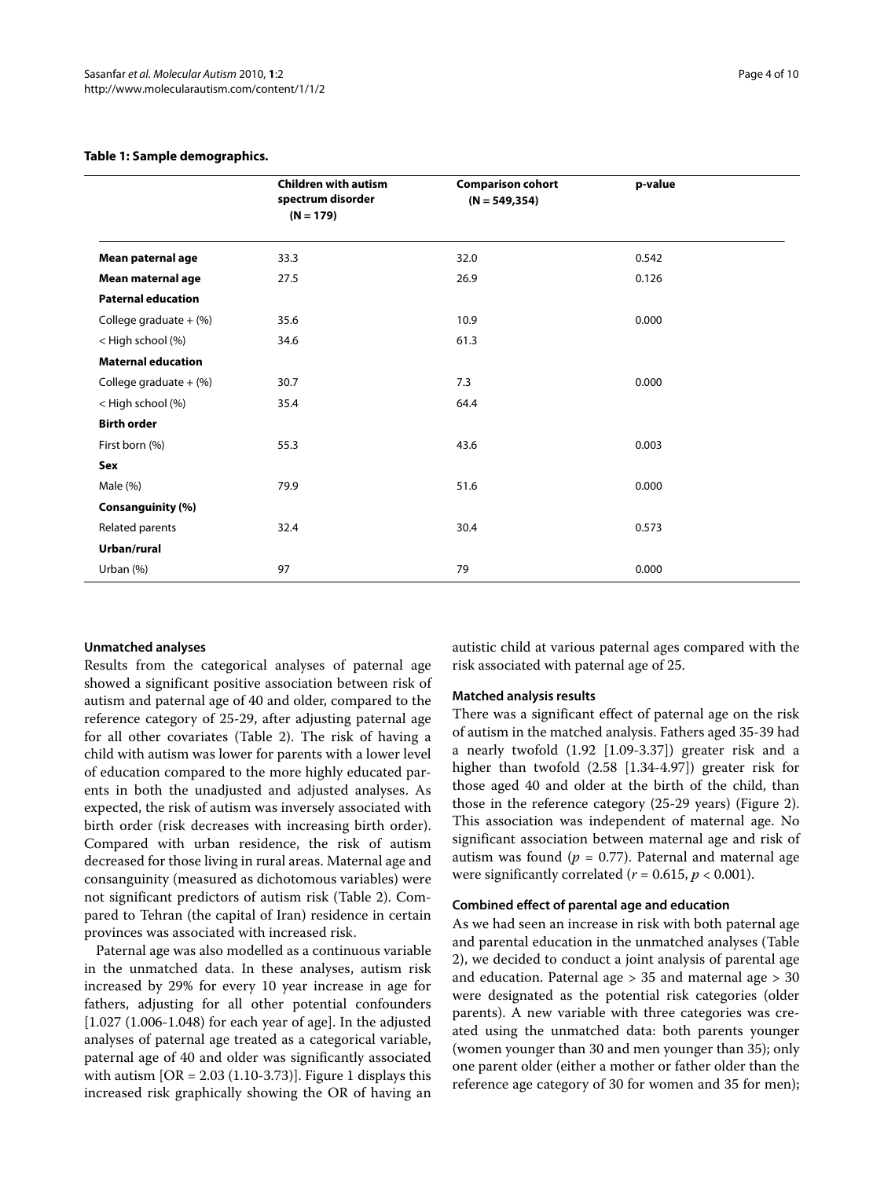**Table 1: Sample demographics.**

| | Children with autism spectrum disorder (N = 179) | Comparison cohort (N = 549,354) | p-value |
|---|---|---|---|
| **Mean paternal age** | 33.3 | 32.0 | 0.542 |
| **Mean maternal age** | 27.5 | 26.9 | 0.126 |
| **Paternal education** | | | |
| College graduate + (%) | 35.6 | 10.9 | 0.000 |
| < High school (%) | 34.6 | 61.3 | |
| **Maternal education** | | | |
| College graduate + (%) | 30.7 | 7.3 | 0.000 |
| < High school (%) | 35.4 | 64.4 | |
| **Birth order** | | | |
| First born (%) | 55.3 | 43.6 | 0.003 |
| **Sex** | | | |
| Male (%) | 79.9 | 51.6 | 0.000 |
| **Consanguinity (%)** | | | |
| Related parents | 32.4 | 30.4 | 0.573 |
| **Urban/rural** | | | |
| Urban (%) | 97 | 79 | 0.000 |

### Unmatched analyses

Results from the categorical analyses of paternal age showed a significant positive association between risk of autism and paternal age of 40 and older, compared to the reference category of 25-29, after adjusting paternal age for all other covariates (Table 2). The risk of having a child with autism was lower for parents with a lower level of education compared to the more highly educated parents in both the unadjusted and adjusted analyses. As expected, the risk of autism was inversely associated with birth order (risk decreases with increasing birth order). Compared with urban residence, the risk of autism decreased for those living in rural areas. Maternal age and consanguinity (measured as dichotomous variables) were not significant predictors of autism risk (Table 2). Compared to Tehran (the capital of Iran) residence in certain provinces was associated with increased risk.

Paternal age was also modelled as a continuous variable in the unmatched data. In these analyses, autism risk increased by 29% for every 10 year increase in age for fathers, adjusting for all other potential confounders [1.027 (1.006-1.048) for each year of age]. In the adjusted analyses of paternal age treated as a categorical variable, paternal age of 40 and older was significantly associated with autism [OR = 2.03 (1.10-3.73)]. Figure 1 displays this increased risk graphically showing the OR of having an autistic child at various paternal ages compared with the risk associated with paternal age of 25.

### Matched analysis results

There was a significant effect of paternal age on the risk of autism in the matched analysis. Fathers aged 35-39 had a nearly twofold (1.92 [1.09-3.37]) greater risk and a higher than twofold (2.58 [1.34-4.97]) greater risk for those aged 40 and older at the birth of the child, than those in the reference category (25-29 years) (Figure 2). This association was independent of maternal age. No significant association between maternal age and risk of autism was found ($p$ = 0.77). Paternal and maternal age were significantly correlated ($r$ = 0.615, $p$ < 0.001).

### Combined effect of parental age and education

As we had seen an increase in risk with both paternal age and parental education in the unmatched analyses (Table 2), we decided to conduct a joint analysis of parental age and education. Paternal age > 35 and maternal age > 30 were designated as the potential risk categories (older parents). A new variable with three categories was created using the unmatched data: both parents younger (women younger than 30 and men younger than 35); only one parent older (either a mother or father older than the reference age category of 30 for women and 35 for men);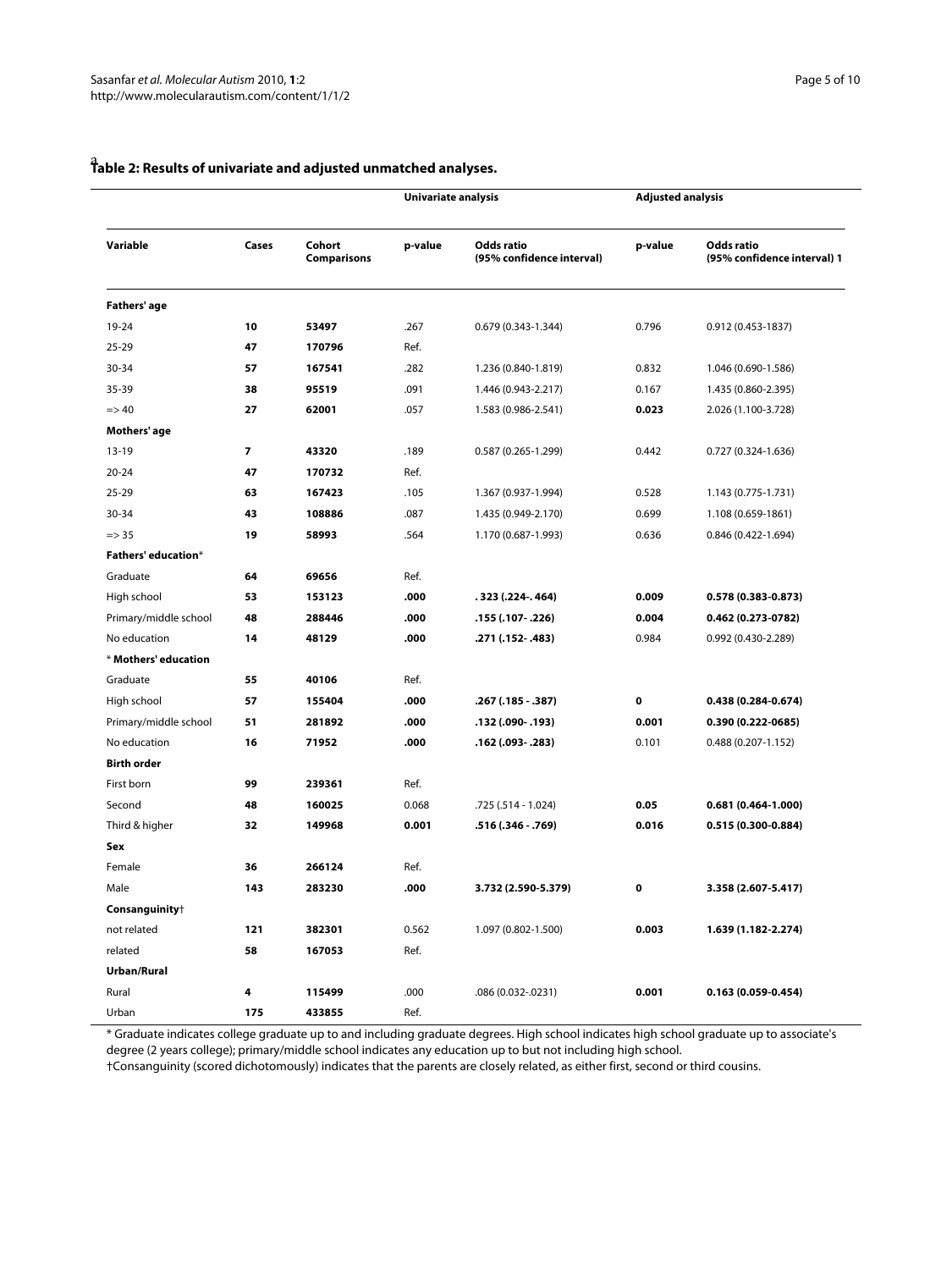**Table 2: Results of univariate and adjusted unmatched analyses.**[a]

| | | | Univariate analysis | | Adjusted analysis | |
|---|---|---|---|---|---|---|
| **Variable** | **Cases** | **Cohort Comparisons** | **p-value** | **Odds ratio (95% confidence interval)** | **p-value** | **Odds ratio (95% confidence interval) 1** |
| **Fathers' age** | | | | | | |
| 19-24 | **10** | **53497** | .267 | 0.679 (0.343-1.344) | 0.796 | 0.912 (0.453-1837) |
| 25-29 | **47** | **170796** | Ref. | | | |
| 30-34 | **57** | **167541** | .282 | 1.236 (0.840-1.819) | 0.832 | 1.046 (0.690-1.586) |
| 35-39 | **38** | **95519** | .091 | 1.446 (0.943-2.217) | 0.167 | 1.435 (0.860-2.395) |
| => 40 | **27** | **62001** | .057 | 1.583 (0.986-2.541) | **0.023** | 2.026 (1.100-3.728) |
| **Mothers' age** | | | | | | |
| 13-19 | **7** | **43320** | .189 | 0.587 (0.265-1.299) | 0.442 | 0.727 (0.324-1.636) |
| 20-24 | **47** | **170732** | Ref. | | | |
| 25-29 | **63** | **167423** | .105 | 1.367 (0.937-1.994) | 0.528 | 1.143 (0.775-1.731) |
| 30-34 | **43** | **108886** | .087 | 1.435 (0.949-2.170) | 0.699 | 1.108 (0.659-1861) |
| => 35 | **19** | **58993** | .564 | 1.170 (0.687-1.993) | 0.636 | 0.846 (0.422-1.694) |
| **Fathers' education*** | | | | | | |
| Graduate | **64** | **69656** | Ref. | | | |
| High school | **53** | **153123** | **.000** | **. 323 (.224-. 464)** | **0.009** | **0.578 (0.383-0.873)** |
| Primary/middle school | **48** | **288446** | **.000** | **.155 (.107- .226)** | **0.004** | **0.462 (0.273-0782)** |
| No education | **14** | **48129** | **.000** | **.271 (.152- .483)** | 0.984 | 0.992 (0.430-2.289) |
| *** Mothers' education** | | | | | | |
| Graduate | **55** | **40106** | Ref. | | | |
| High school | **57** | **155404** | **.000** | **.267 (.185 - .387)** | **0** | **0.438 (0.284-0.674)** |
| Primary/middle school | **51** | **281892** | **.000** | **.132 (.090- .193)** | **0.001** | **0.390 (0.222-0685)** |
| No education | **16** | **71952** | **.000** | **.162 (.093- .283)** | 0.101 | 0.488 (0.207-1.152) |
| **Birth order** | | | | | | |
| First born | **99** | **239361** | Ref. | | | |
| Second | **48** | **160025** | 0.068 | .725 (.514 - 1.024) | **0.05** | **0.681 (0.464-1.000)** |
| Third & higher | **32** | **149968** | **0.001** | **.516 (.346 - .769)** | **0.016** | **0.515 (0.300-0.884)** |
| **Sex** | | | | | | |
| Female | **36** | **266124** | Ref. | | | |
| Male | **143** | **283230** | **.000** | **3.732 (2.590-5.379)** | **0** | **3.358 (2.607-5.417)** |
| **Consanguinity†** | | | | | | |
| not related | **121** | **382301** | 0.562 | 1.097 (0.802-1.500) | **0.003** | **1.639 (1.182-2.274)** |
| related | **58** | **167053** | Ref. | | | |
| **Urban/Rural** | | | | | | |
| Rural | **4** | **115499** | .000 | .086 (0.032-.0231) | **0.001** | **0.163 (0.059-0.454)** |
| Urban | **175** | **433855** | Ref. | | | |

\* Graduate indicates college graduate up to and including graduate degrees. High school indicates high school graduate up to associate's degree (2 years college); primary/middle school indicates any education up to but not including high school.

†Consanguinity (scored dichotomously) indicates that the parents are closely related, as either first, second or third cousins.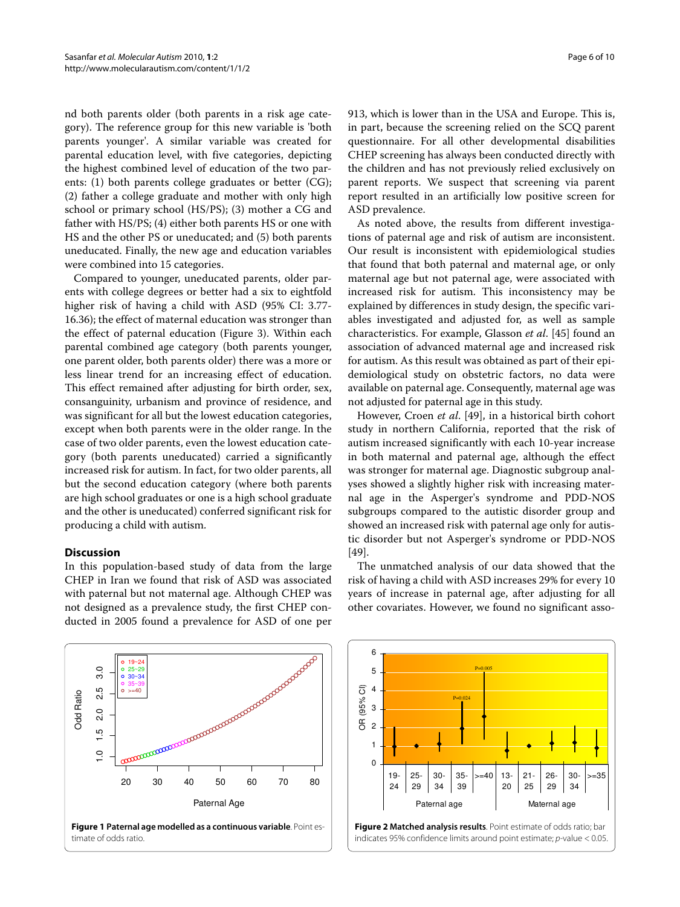nd both parents older (both parents in a risk age category). The reference group for this new variable is 'both parents younger'. A similar variable was created for parental education level, with five categories, depicting the highest combined level of education of the two parents: (1) both parents college graduates or better (CG); (2) father a college graduate and mother with only high school or primary school (HS/PS); (3) mother a CG and father with HS/PS; (4) either both parents HS or one with HS and the other PS or uneducated; and (5) both parents uneducated. Finally, the new age and education variables were combined into 15 categories.

Compared to younger, uneducated parents, older parents with college degrees or better had a six to eightfold higher risk of having a child with ASD (95% CI: 3.77-16.36); the effect of maternal education was stronger than the effect of paternal education (Figure 3). Within each parental combined age category (both parents younger, one parent older, both parents older) there was a more or less linear trend for an increasing effect of education. This effect remained after adjusting for birth order, sex, consanguinity, urbanism and province of residence, and was significant for all but the lowest education categories, except when both parents were in the older range. In the case of two older parents, even the lowest education category (both parents uneducated) carried a significantly increased risk for autism. In fact, for two older parents, all but the second education category (where both parents are high school graduates or one is a high school graduate and the other is uneducated) conferred significant risk for producing a child with autism.

## Discussion

In this population-based study of data from the large CHEP in Iran we found that risk of ASD was associated with paternal but not maternal age. Although CHEP was not designed as a prevalence study, the first CHEP conducted in 2005 found a prevalence for ASD of one per 913, which is lower than in the USA and Europe. This is, in part, because the screening relied on the SCQ parent questionnaire. For all other developmental disabilities CHEP screening has always been conducted directly with the children and has not previously relied exclusively on parent reports. We suspect that screening via parent report resulted in an artificially low positive screen for ASD prevalence.

As noted above, the results from different investigations of paternal age and risk of autism are inconsistent. Our result is inconsistent with epidemiological studies that found that both paternal and maternal age, or only maternal age but not paternal age, were associated with increased risk for autism. This inconsistency may be explained by differences in study design, the specific variables investigated and adjusted for, as well as sample characteristics. For example, Glasson *et al*. [45] found an association of advanced maternal age and increased risk for autism. As this result was obtained as part of their epidemiological study on obstetric factors, no data were available on paternal age. Consequently, maternal age was not adjusted for paternal age in this study.

However, Croen *et al*. [49], in a historical birth cohort study in northern California, reported that the risk of autism increased significantly with each 10-year increase in both maternal and paternal age, although the effect was stronger for maternal age. Diagnostic subgroup analyses showed a slightly higher risk with increasing maternal age in the Asperger's syndrome and PDD-NOS subgroups compared to the autistic disorder group and showed an increased risk with paternal age only for autistic disorder but not Asperger's syndrome or PDD-NOS [49].

The unmatched analysis of our data showed that the risk of having a child with ASD increases 29% for every 10 years of increase in paternal age, after adjusting for all other covariates. However, we found no significant asso-

**Figure 1 Paternal age modelled as a continuous variable**. Point estimate of odds ratio.

**Figure 2 Matched analysis results**. Point estimate of odds ratio; bar indicates 95% confidence limits around point estimate; *p*-value < 0.05.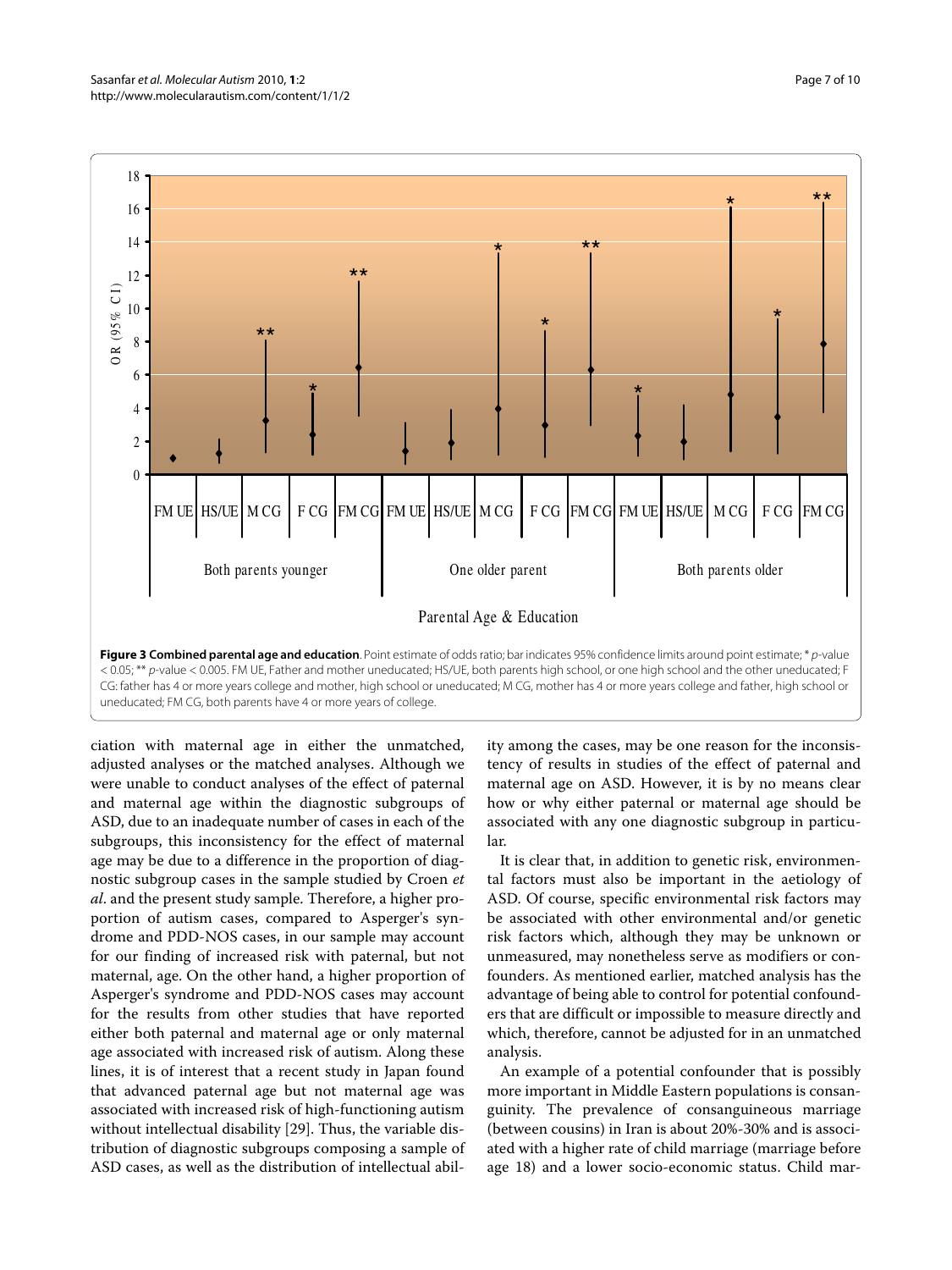**Figure 3 Combined parental age and education**. Point estimate of odds ratio; bar indicates 95% confidence limits around point estimate; * p-value < 0.05; ** p-value < 0.005. FM UE, Father and mother uneducated; HS/UE, both parents high school, or one high school and the other uneducated; F CG: father has 4 or more years college and mother, high school or uneducated; M CG, mother has 4 or more years college and father, high school or uneducated; FM CG, both parents have 4 or more years of college.

ciation with maternal age in either the unmatched, adjusted analyses or the matched analyses. Although we were unable to conduct analyses of the effect of paternal and maternal age within the diagnostic subgroups of ASD, due to an inadequate number of cases in each of the subgroups, this inconsistency for the effect of maternal age may be due to a difference in the proportion of diagnostic subgroup cases in the sample studied by Croen *et al.* and the present study sample. Therefore, a higher proportion of autism cases, compared to Asperger's syndrome and PDD-NOS cases, in our sample may account for our finding of increased risk with paternal, but not maternal, age. On the other hand, a higher proportion of Asperger's syndrome and PDD-NOS cases may account for the results from other studies that have reported either both paternal and maternal age or only maternal age associated with increased risk of autism. Along these lines, it is of interest that a recent study in Japan found that advanced paternal age but not maternal age was associated with increased risk of high-functioning autism without intellectual disability [29]. Thus, the variable distribution of diagnostic subgroups composing a sample of ASD cases, as well as the distribution of intellectual ability among the cases, may be one reason for the inconsistency of results in studies of the effect of paternal and maternal age on ASD. However, it is by no means clear how or why either paternal or maternal age should be associated with any one diagnostic subgroup in particular.

It is clear that, in addition to genetic risk, environmental factors must also be important in the aetiology of ASD. Of course, specific environmental risk factors may be associated with other environmental and/or genetic risk factors which, although they may be unknown or unmeasured, may nonetheless serve as modifiers or confounders. As mentioned earlier, matched analysis has the advantage of being able to control for potential confounders that are difficult or impossible to measure directly and which, therefore, cannot be adjusted for in an unmatched analysis.

An example of a potential confounder that is possibly more important in Middle Eastern populations is consanguinity. The prevalence of consanguineous marriage (between cousins) in Iran is about 20%-30% and is associated with a higher rate of child marriage (marriage before age 18) and a lower socio-economic status. Child mar-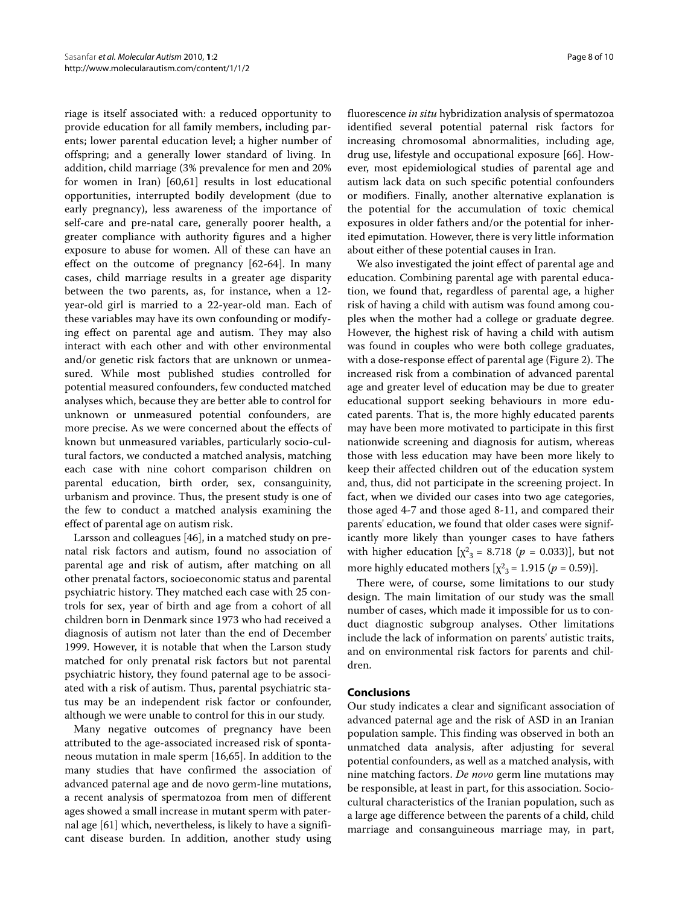riage is itself associated with: a reduced opportunity to provide education for all family members, including parents; lower parental education level; a higher number of offspring; and a generally lower standard of living. In addition, child marriage (3% prevalence for men and 20% for women in Iran) [60,61] results in lost educational opportunities, interrupted bodily development (due to early pregnancy), less awareness of the importance of self-care and pre-natal care, generally poorer health, a greater compliance with authority figures and a higher exposure to abuse for women. All of these can have an effect on the outcome of pregnancy [62-64]. In many cases, child marriage results in a greater age disparity between the two parents, as, for instance, when a 12-year-old girl is married to a 22-year-old man. Each of these variables may have its own confounding or modifying effect on parental age and autism. They may also interact with each other and with other environmental and/or genetic risk factors that are unknown or unmeasured. While most published studies controlled for potential measured confounders, few conducted matched analyses which, because they are better able to control for unknown or unmeasured potential confounders, are more precise. As we were concerned about the effects of known but unmeasured variables, particularly socio-cultural factors, we conducted a matched analysis, matching each case with nine cohort comparison children on parental education, birth order, sex, consanguinity, urbanism and province. Thus, the present study is one of the few to conduct a matched analysis examining the effect of parental age on autism risk.

Larsson and colleagues [46], in a matched study on prenatal risk factors and autism, found no association of parental age and risk of autism, after matching on all other prenatal factors, socioeconomic status and parental psychiatric history. They matched each case with 25 controls for sex, year of birth and age from a cohort of all children born in Denmark since 1973 who had received a diagnosis of autism not later than the end of December 1999. However, it is notable that when the Larson study matched for only prenatal risk factors but not parental psychiatric history, they found paternal age to be associated with a risk of autism. Thus, parental psychiatric status may be an independent risk factor or confounder, although we were unable to control for this in our study.

Many negative outcomes of pregnancy have been attributed to the age-associated increased risk of spontaneous mutation in male sperm [16,65]. In addition to the many studies that have confirmed the association of advanced paternal age and de novo germ-line mutations, a recent analysis of spermatozoa from men of different ages showed a small increase in mutant sperm with paternal age [61] which, nevertheless, is likely to have a significant disease burden. In addition, another study using fluorescence *in situ* hybridization analysis of spermatozoa identified several potential paternal risk factors for increasing chromosomal abnormalities, including age, drug use, lifestyle and occupational exposure [66]. However, most epidemiological studies of parental age and autism lack data on such specific potential confounders or modifiers. Finally, another alternative explanation is the potential for the accumulation of toxic chemical exposures in older fathers and/or the potential for inherited epimutation. However, there is very little information about either of these potential causes in Iran.

We also investigated the joint effect of parental age and education. Combining parental age with parental education, we found that, regardless of parental age, a higher risk of having a child with autism was found among couples when the mother had a college or graduate degree. However, the highest risk of having a child with autism was found in couples who were both college graduates, with a dose-response effect of parental age (Figure 2). The increased risk from a combination of advanced parental age and greater level of education may be due to greater educational support seeking behaviours in more educated parents. That is, the more highly educated parents may have been more motivated to participate in this first nationwide screening and diagnosis for autism, whereas those with less education may have been more likely to keep their affected children out of the education system and, thus, did not participate in the screening project. In fact, when we divided our cases into two age categories, those aged 4-7 and those aged 8-11, and compared their parents' education, we found that older cases were significantly more likely than younger cases to have fathers with higher education [$\chi^2_3 = 8.718$ ($p = 0.033$)], but not more highly educated mothers [$\chi^2_3 = 1.915$ ($p = 0.59$)].

There were, of course, some limitations to our study design. The main limitation of our study was the small number of cases, which made it impossible for us to conduct diagnostic subgroup analyses. Other limitations include the lack of information on parents' autistic traits, and on environmental risk factors for parents and children.

## Conclusions

Our study indicates a clear and significant association of advanced paternal age and the risk of ASD in an Iranian population sample. This finding was observed in both an unmatched data analysis, after adjusting for several potential confounders, as well as a matched analysis, with nine matching factors. *De novo* germ line mutations may be responsible, at least in part, for this association. Socio-cultural characteristics of the Iranian population, such as a large age difference between the parents of a child, child marriage and consanguineous marriage may, in part,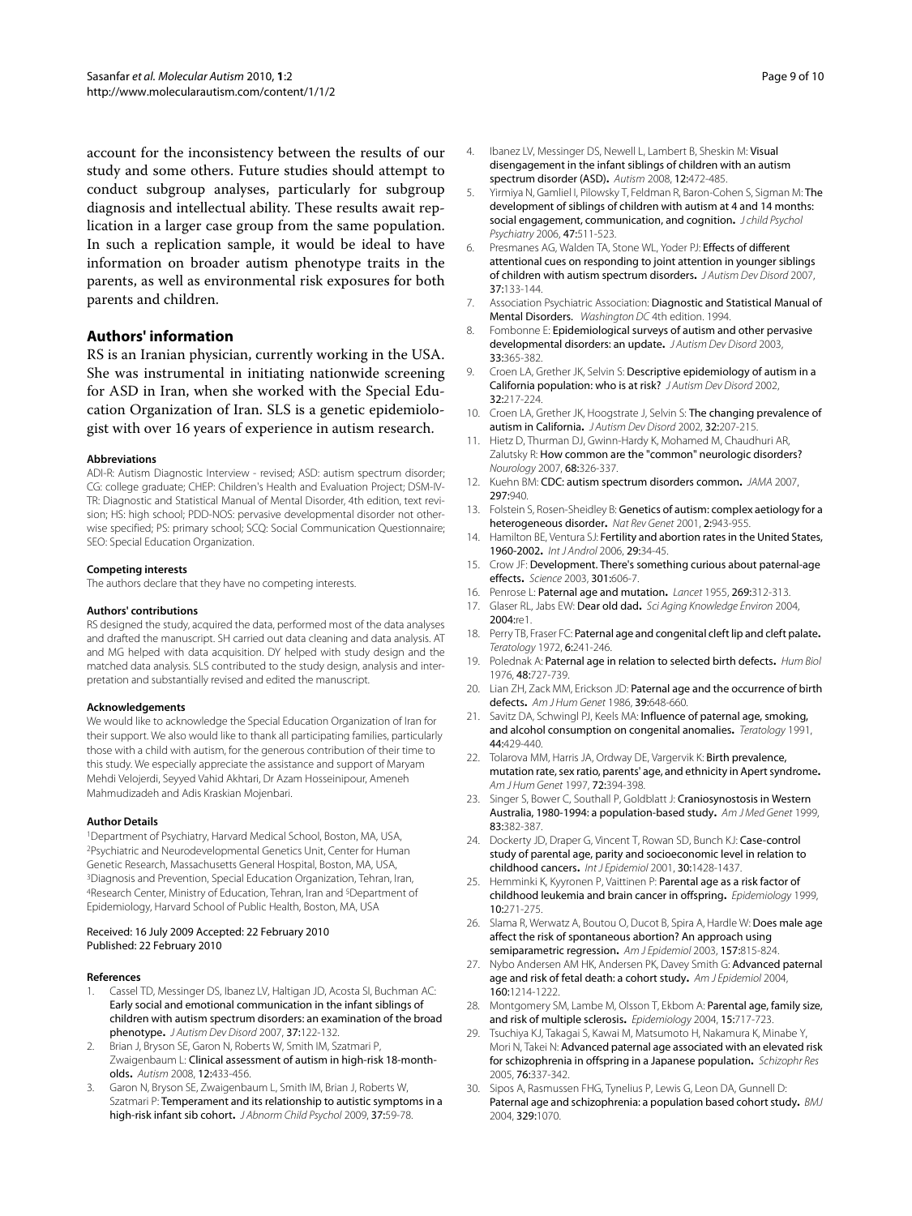account for the inconsistency between the results of our study and some others. Future studies should attempt to conduct subgroup analyses, particularly for subgroup diagnosis and intellectual ability. These results await replication in a larger case group from the same population. In such a replication sample, it would be ideal to have information on broader autism phenotype traits in the parents, as well as environmental risk exposures for both parents and children.

## Authors' information

RS is an Iranian physician, currently working in the USA. She was instrumental in initiating nationwide screening for ASD in Iran, when she worked with the Special Education Organization of Iran. SLS is a genetic epidemiologist with over 16 years of experience in autism research.

#### Abbreviations

ADI-R: Autism Diagnostic Interview - revised; ASD: autism spectrum disorder; CG: college graduate; CHEP: Children's Health and Evaluation Project; DSM-IV-TR: Diagnostic and Statistical Manual of Mental Disorder, 4th edition, text revision; HS: high school; PDD-NOS: pervasive developmental disorder not otherwise specified; PS: primary school; SCQ: Social Communication Questionnaire; SEO: Special Education Organization.

#### Competing interests

The authors declare that they have no competing interests.

#### Authors' contributions

RS designed the study, acquired the data, performed most of the data analyses and drafted the manuscript. SH carried out data cleaning and data analysis. AT and MG helped with data acquisition. DY helped with study design and the matched data analysis. SLS contributed to the study design, analysis and interpretation and substantially revised and edited the manuscript.

#### Acknowledgements

We would like to acknowledge the Special Education Organization of Iran for their support. We also would like to thank all participating families, particularly those with a child with autism, for the generous contribution of their time to this study. We especially appreciate the assistance and support of Maryam Mehdi Velojerdi, Seyyed Vahid Akhtari, Dr Azam Hosseinipour, Ameneh Mahmudizadeh and Adis Kraskian Mojenbari.

#### Author Details

[1]Department of Psychiatry, Harvard Medical School, Boston, MA, USA, [2]Psychiatric and Neurodevelopmental Genetics Unit, Center for Human Genetic Research, Massachusetts General Hospital, Boston, MA, USA, [3]Diagnosis and Prevention, Special Education Organization, Tehran, Iran, [4]Research Center, Ministry of Education, Tehran, Iran and [5]Department of Epidemiology, Harvard School of Public Health, Boston, MA, USA

Received: 16 July 2009 Accepted: 22 February 2010
Published: 22 February 2010

#### References

1. Cassel TD, Messinger DS, Ibanez LV, Haltigan JD, Acosta SI, Buchman AC: **Early social and emotional communication in the infant siblings of children with autism spectrum disorders: an examination of the broad phenotype.** *J Autism Dev Disord* 2007, **37**:122-132.
2. Brian J, Bryson SE, Garon N, Roberts W, Smith IM, Szatmari P, Zwaigenbaum L: **Clinical assessment of autism in high-risk 18-month-olds.** *Autism* 2008, **12**:433-456.
3. Garon N, Bryson SE, Zwaigenbaum L, Smith IM, Brian J, Roberts W, Szatmari P: **Temperament and its relationship to autistic symptoms in a high-risk infant sib cohort.** *J Abnorm Child Psychol* 2009, **37**:59-78.
4. Ibanez LV, Messinger DS, Newell L, Lambert B, Sheskin M: **Visual disengagement in the infant siblings of children with an autism spectrum disorder (ASD).** *Autism* 2008, **12**:472-485.
5. Yirmiya N, Gamliel I, Pilowsky T, Feldman R, Baron-Cohen S, Sigman M: **The development of siblings of children with autism at 4 and 14 months: social engagement, communication, and cognition.** *J child Psychol Psychiatry* 2006, **47**:511-523.
6. Presmanes AG, Walden TA, Stone WL, Yoder PJ: **Effects of different attentional cues on responding to joint attention in younger siblings of children with autism spectrum disorders.** *J Autism Dev Disord* 2007, **37**:133-144.
7. Association Psychiatric Association: **Diagnostic and Statistical Manual of Mental Disorders.** *Washington DC* 4th edition. 1994.
8. Fombonne E: **Epidemiological surveys of autism and other pervasive developmental disorders: an update.** *J Autism Dev Disord* 2003, **33**:365-382.
9. Croen LA, Grether JK, Selvin S: **Descriptive epidemiology of autism in a California population: who is at risk?** *J Autism Dev Disord* 2002, **32**:217-224.
10. Croen LA, Grether JK, Hoogstrate J, Selvin S: **The changing prevalence of autism in California.** *J Autism Dev Disord* 2002, **32**:207-215.
11. Hietz D, Thurman DJ, Gwinn-Hardy K, Mohamed M, Chaudhuri AR, Zalutsky R: **How common are the "common" neurologic disorders?** *Neurology* 2007, **68**:326-337.
12. Kuehn BM: **CDC: autism spectrum disorders common.** *JAMA* 2007, **297**:940.
13. Folstein S, Rosen-Sheidley B: **Genetics of autism: complex aetiology for a heterogeneous disorder.** *Nat Rev Genet* 2001, **2**:943-955.
14. Hamilton BE, Ventura SJ: **Fertility and abortion rates in the United States, 1960-2002.** *Int J Androl* 2006, **29**:34-45.
15. Crow JF: **Development. There's something curious about paternal-age effects.** *Science* 2003, **301**:606-7.
16. Penrose L: **Paternal age and mutation.** *Lancet* 1955, **269**:312-313.
17. Glaser RL, Jabs EW: **Dear old dad.** *Sci Aging Knowledge Environ* 2004, **2004**:re1.
18. Perry TB, Fraser FC: **Paternal age and congenital cleft lip and cleft palate.** *Teratology* 1972, **6**:241-246.
19. Polednak A: **Paternal age in relation to selected birth defects.** *Hum Biol* 1976, **48**:727-739.
20. Lian ZH, Zack MM, Erickson JD: **Paternal age and the occurrence of birth defects.** *Am J Hum Genet* 1986, **39**:648-660.
21. Savitz DA, Schwingl PJ, Keels MA: **Influence of paternal age, smoking, and alcohol consumption on congenital anomalies.** *Teratology* 1991, **44**:429-440.
22. Tolarova MM, Harris JA, Ordway DE, Vargervik K: **Birth prevalence, mutation rate, sex ratio, parents' age, and ethnicity in Apert syndrome.** *Am J Hum Genet* 1997, **72**:394-398.
23. Singer S, Bower C, Southall P, Goldblatt J: **Craniosynostosis in Western Australia, 1980-1994: a population-based study.** *Am J Med Genet* 1999, **83**:382-387.
24. Dockerty JD, Draper G, Vincent T, Rowan SD, Bunch KJ: **Case-control study of parental age, parity and socioeconomic level in relation to childhood cancers.** *Int J Epidemiol* 2001, **30**:1428-1437.
25. Hemminki K, Kyyronen P, Vaittinen P: **Parental age as a risk factor of childhood leukemia and brain cancer in offspring.** *Epidemiology* 1999, **10**:271-275.
26. Slama R, Werwatz A, Boutou O, Ducot B, Spira A, Hardle W: **Does male age affect the risk of spontaneous abortion? An approach using semiparametric regression.** *Am J Epidemiol* 2003, **157**:815-824.
27. Nybo Andersen AM HK, Andersen PK, Davey Smith G: **Advanced paternal age and risk of fetal death: a cohort study.** *Am J Epidemiol* 2004, **160**:1214-1222.
28. Montgomery SM, Lambe M, Olsson T, Ekbom A: **Parental age, family size, and risk of multiple sclerosis.** *Epidemiology* 2004, **15**:717-723.
29. Tsuchiya KJ, Takagai S, Kawai M, Matsumoto H, Nakamura K, Minabe Y, Mori N, Takei N: **Advanced paternal age associated with an elevated risk for schizophrenia in offspring in a Japanese population.** *Schizophr Res* 2005, **76**:337-342.
30. Sipos A, Rasmussen FHG, Tynelius P, Lewis G, Leon DA, Gunnell D: **Paternal age and schizophrenia: a population based cohort study.** *BMJ* 2004, **329**:1070.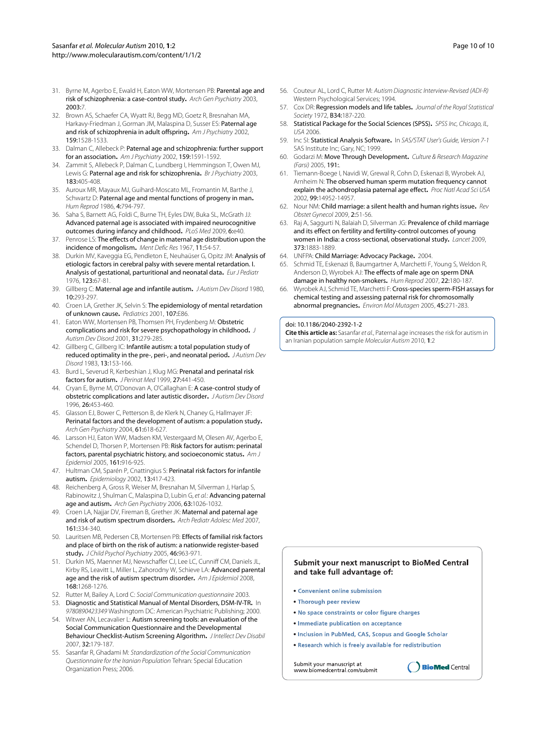31. Byrne M, Agerbo E, Ewald H, Eaton WW, Mortensen PB: **Parental age and risk of schizophrenia: a case-control study.** *Arch Gen Psychiatry* 2003, **2003:**7.
32. Brown AS, Schaefer CA, Wyatt RJ, Begg MD, Goetz R, Bresnahan MA, Harkavy-Friedman J, Gorman JM, Malaspina D, Susser ES: **Paternal age and risk of schizophrenia in adult offspring.** *Am J Psychiatry* 2002, **159:**1528-1533.
33. Dalman C, Allebeck P: **Paternal age and schizophrenia: further support for an association.** *Am J Psychiatry* 2002, **159:**1591-1592.
34. Zammit S, Allebeck P, Dalman C, Lundberg I, Hemmingson T, Owen MJ, Lewis G: **Paternal age and risk for schizophrenia.** *Br J Psychiatry* 2003, **183:**405-408.
35. Auroux MR, Mayaux MJ, Guihard-Moscato ML, Fromantin M, Barthe J, Schwartz D: **Paternal age and mental functions of progeny in man.** *Hum Reprod* 1986, **4:**794-797.
36. Saha S, Barnett AG, Foldi C, Burne TH, Eyles DW, Buka SL, McGrath JJ: **Advanced paternal age is associated with impaired neurocognitive outcomes during infancy and childhood.** *PLoS Med* 2009, **6:**e40.
37. Penrose LS: **The effects of change in maternal age distribution upon the incidence of mongolism.** *Ment Defic Res* 1967, **11:**54-57.
38. Durkin MV, Kaveggia EG, Pendleton E, Neuhaüser G, Opitz JM: **Analysis of etiologic factors in cerebral palsy with severe mental retardation. I. Analysis of gestational, parturitional and neonatal data.** *Eur J Pediatr* 1976, **123:**67-81.
39. Gillberg C: **Maternal age and infantile autism.** *J Autism Dev Disord* 1980, **10:**293-297.
40. Croen LA, Grether JK, Selvin S: **The epidemiology of mental retardation of unknown cause.** *Pediatrics* 2001, **107:**E86.
41. Eaton WW, Mortensen PB, Thomsen PH, Frydenberg M: **Obstetric complications and risk for severe psychopathology in childhood.** *J Autism Dev Disord* 2001, **31:**279-285.
42. Gillberg C, Gillberg IC: **Infantile autism: a total population study of reduced optimality in the pre-, peri-, and neonatal period.** *J Autism Dev Disord* 1983, **13:**153-166.
43. Burd L, Severud R, Kerbeshian J, Klug MG: **Prenatal and perinatal risk factors for autism.** *J Perinat Med* 1999, **27:**441-450.
44. Cryan E, Byrne M, O'Donovan A, O'Callaghan E: **A case-control study of obstetric complications and later autistic disorder.** *J Autism Dev Disord* 1996, **26:**453-460.
45. Glasson EJ, Bower C, Petterson B, de Klerk N, Chaney G, Hallmayer JF: **Perinatal factors and the development of autism: a population study.** *Arch Gen Psychiatry* 2004, **61:**618-627.
46. Larsson HJ, Eaton WW, Madsen KM, Vestergaard M, Olesen AV, Agerbo E, Schendel D, Thorsen P, Mortensen PB: **Risk factors for autism: perinatal factors, parental psychiatric history, and socioeconomic status.** *Am J Epidemiol* 2005, **161:**916-925.
47. Hultman CM, Sparén P, Cnattingius S: **Perinatal risk factors for infantile autism.** *Epidemiology* 2002, **13:**417-423.
48. Reichenberg A, Gross R, Weiser M, Bresnahan M, Silverman J, Harlap S, Rabinowitz J, Shulman C, Malaspina D, Lubin G, *et al.*: **Advancing paternal age and autism.** *Arch Gen Psychiatry* 2006, **63:**1026-1032.
49. Croen LA, Najjar DV, Fireman B, Grether JK: **Maternal and paternal age and risk of autism spectrum disorders.** *Arch Pediatr Adolesc Med* 2007, **161:**334-340.
50. Lauritsen MB, Pedersen CB, Mortensen PB: **Effects of familial risk factors and place of birth on the risk of autism: a nationwide register-based study.** *J Child Psychol Psychiatry* 2005, **46:**963-971.
51. Durkin MS, Maenner MJ, Newschaffer CJ, Lee LC, Cunniff CM, Daniels JL, Kirby RS, Leavitt L, Miller L, Zahorodny W, Schieve LA: **Advanced parental age and the risk of autism spectrum disorder.** *Am J Epidemiol* 2008, **168:**1268-1276.
52. Rutter M, Bailey A, Lord C: *Social Communication questionnaire* 2003.
53. **Diagnostic and Statistical Manual of Mental Disorders, DSM-IV-TR.** In *9780890423349* Washington DC: American Psychiatric Publishing; 2000.
54. Witwer AN, Lecavalier L: **Autism screening tools: an evaluation of the Social Communication Questionnaire and the Developmental Behaviour Checklist-Autism Screening Algorithm.** *J Intellect Dev Disabil* 2007, **32:**179-187.
55. Sasanfar R, Ghadami M: *Standardization of the Social Communication Questionnaire for the Iranian Population* Tehran: Special Education Organization Press; 2006.
56. Couteur AL, Lord C, Rutter M: *Autism Diagnostic Interview-Revised (ADI-R)* Western Psychological Services; 1994.
57. Cox DR: **Regression models and life tables.** *Journal of the Royal Statistical Society* 1972, **B34:**187-220.
58. **Statistical Package for the Social Sciences (SPSS).** *SPSS Inc, Chicago, IL, USA* 2006.
59. Inc SI: **Statistical Analysis Software.** In *SAS/STAT User's Guide, Version 7-1* SAS Institute Inc; Gary, NC; 1999.
60. Godarzi M: **Move Through Development.** *Culture & Research Magazine (Farsi)* 2005, **191:**.
61. Tiemann-Boege I, Navidi W, Grewal R, Cohn D, Eskenazi B, Wyrobek AJ, Arnheim N: **The observed human sperm mutation frequency cannot explain the achondroplasia paternal age effect.** *Proc Natl Acad Sci USA* 2002, **99:**14952-14957.
62. Nour NM: **Child marriage: a silent health and human rights issue.** *Rev Obstet Gynecol* 2009, **2:**51-56.
63. Raj A, Saggurti N, Balaiah D, Silverman JG: **Prevalence of child marriage and its effect on fertility and fertility-control outcomes of young women in India: a cross-sectional, observational study.** *Lancet* 2009, **373:**1883-1889.
64. UNFPA: **Child Marriage: Advocacy Package.** 2004.
65. Schmid TE, Eskenazi B, Baumgartner A, Marchetti F, Young S, Weldon R, Anderson D, Wyrobek AJ: **The effects of male age on sperm DNA damage in healthy non-smokers.** *Hum Reprod* 2007, **22:**180-187.
66. Wyrobek AJ, Schmid TE, Marchetti F: **Cross-species sperm-FISH assays for chemical testing and assessing paternal risk for chromosomally abnormal pregnancies.** *Environ Mol Mutagen* 2005, **45:**271-283.

doi: 10.1186/2040-2392-1-2

**Cite this article as:** Sasanfar *et al.*, Paternal age increases the risk for autism in an Iranian population sample *Molecular Autism* 2010, **1**:2